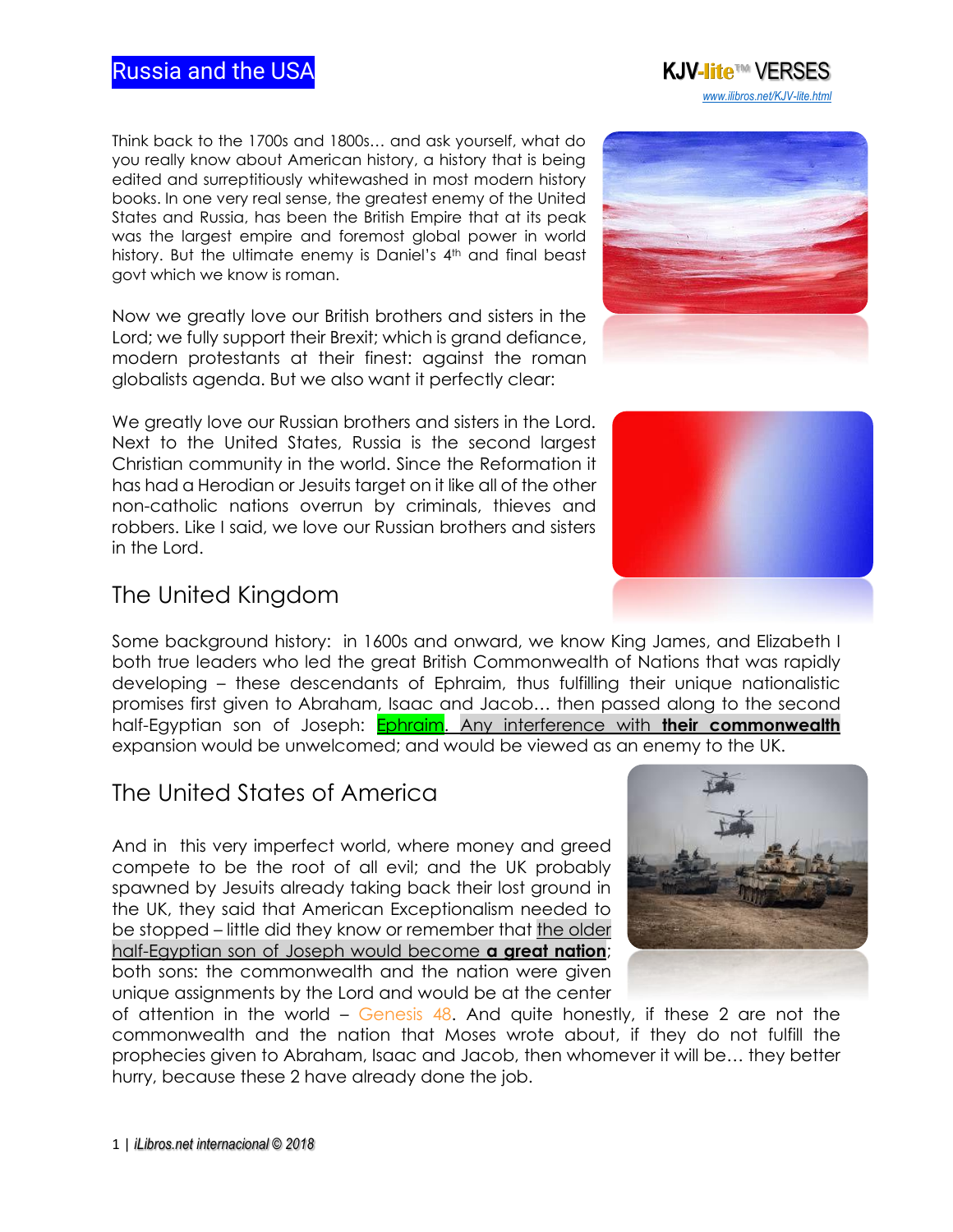# Russia and the USA

Think back to the 1700s and 1800s… and ask yourself, what do you really know about American history, a history that is being edited and surreptitiously whitewashed in most modern history books. In one very real sense, the greatest enemy of the United States and Russia, has been the British Empire that at its peak was the largest empire and foremost global power in world history. But the ultimate enemy is Daniel's 4th and final beast govt which we know is roman.

Now we greatly love our British brothers and sisters in the Lord; we fully support their Brexit; which is grand defiance, modern protestants at their finest: against the roman globalists agenda. But we also want it perfectly clear:

We greatly love our Russian brothers and sisters in the Lord. Next to the United States, Russia is the second largest Christian community in the world. Since the Reformation it has had a Herodian or Jesuits target on it like all of the other non-catholic nations overrun by criminals, thieves and robbers. Like I said, we love our Russian brothers and sisters in the Lord.

## The United Kingdom

Some background history: in 1600s and onward, we know King James, and Elizabeth I both true leaders who led the great British Commonwealth of Nations that was rapidly developing – these descendants of Ephraim, thus fulfilling their unique nationalistic promises first given to Abraham, Isaac and Jacob… then passed along to the second half-Egyptian son of Joseph: Ephraim. Any interference with **their commonwealth** expansion would be unwelcomed; and would be viewed as an enemy to the UK.

## The United States of America

And in this very imperfect world, where money and greed compete to be the root of all evil; and the UK probably spawned by Jesuits already taking back their lost ground in the UK, they said that American Exceptionalism needed to be stopped – little did they know or remember that the older half-Egyptian son of Joseph would become **a great nation**; both sons: the commonwealth and the nation were given unique assignments by the Lord and would be at the center of attention in the world – Genesis 48. And quite honestly, if these 2 are not the commonwealth and the nation that Moses wrote about, if they do not fulfill the prophecies given to Abraham, Isaac and Jacob, then whomever it will be… they better hurry, because these 2 have already done the job.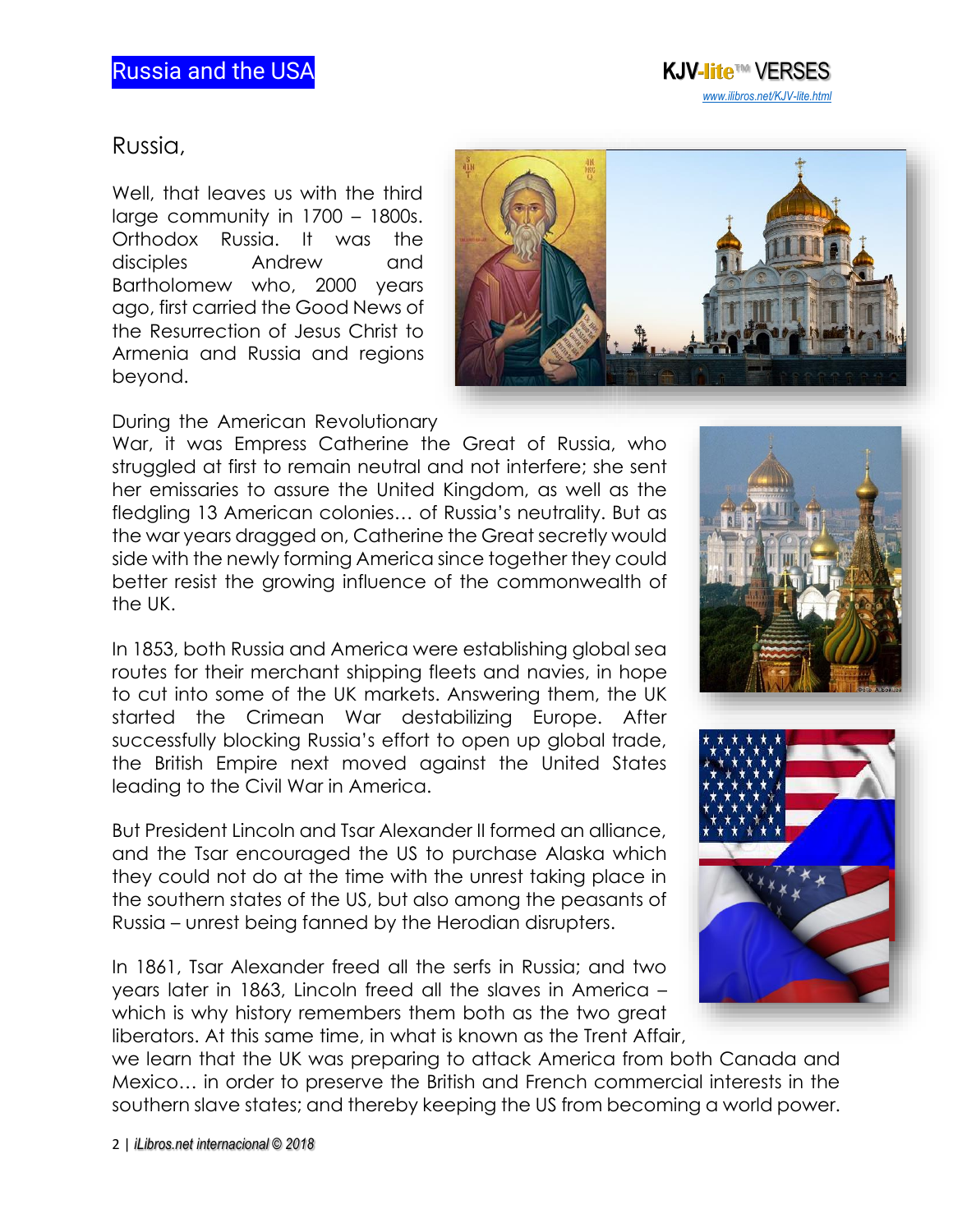Russia,

Well, that leaves us with the third large community in 1700 – 1800s. Orthodox Russia. It was the disciples Andrew and Bartholomew who, 2000 years ago, first carried the Good News of the Resurrection of Jesus Christ to Armenia and Russia and regions beyond.

During the American Revolutionary War, it was Empress Catherine the Great of Russia, who struggled at first to remain neutral and not interfere; she sent her emissaries to assure the United Kingdom, as well as the fledgling 13 American colonies… of Russia's neutrality. But as the war years dragged on, Catherine the Great secretly would side with the newly forming America since together they could better resist the growing influence of the commonwealth of the UK.

In 1853, both Russia and America were establishing global sea routes for their merchant shipping fleets and navies, in hope to cut into some of the UK markets. Answering them, the UK started the Crimean War destabilizing Europe. After successfully blocking Russia's effort to open up global trade, the British Empire next moved against the United States leading to the Civil War in America.

But President Lincoln and Tsar Alexander II formed an alliance, and the Tsar encouraged the US to purchase Alaska which they could not do at the time with the unrest taking place in the southern states of the US, but also among the peasants of Russia – unrest being fanned by the Herodian disrupters.

In 1861, Tsar Alexander freed all the serfs in Russia; and two years later in 1863, Lincoln freed all the slaves in America – which is why history remembers them both as the two great liberators. At this same time, in what is known as the Trent Affair, we learn that the UK was preparing to attack America from both Canada and Mexico… in order to preserve the British and French commercial interests in the southern slave states; and thereby keeping the US from becoming a world power.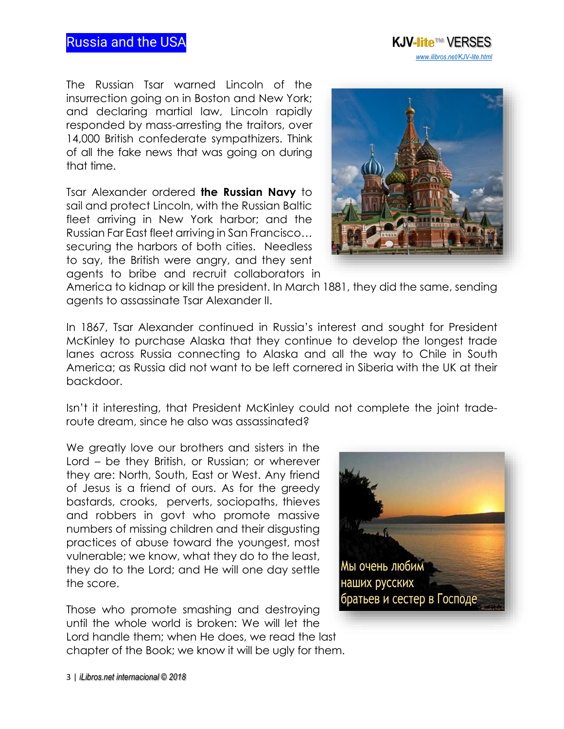The Russian Tsar warned Lincoln of the insurrection going on in Boston and New York; and declaring martial law, Lincoln rapidly responded by mass-arresting the traitors, over 14,000 British confederate sympathizers. Think of all the fake news that was going on during that time.

Tsar Alexander ordered **the Russian Navy** to sail and protect Lincoln, with the Russian Baltic fleet arriving in New York harbor; and the Russian Far East fleet arriving in San Francisco… securing the harbors of both cities. Needless to say, the British were angry, and they sent agents to bribe and recruit collaborators in America to kidnap or kill the president. In March 1881, they did the same, sending agents to assassinate Tsar Alexander II.

In 1867, Tsar Alexander continued in Russia's interest and sought for President McKinley to purchase Alaska that they continue to develop the longest trade lanes across Russia connecting to Alaska and all the way to Chile in South America; as Russia did not want to be left cornered in Siberia with the UK at their backdoor.

Isn't it interesting, that President McKinley could not complete the joint trade-route dream, since he also was assassinated?

We greatly love our brothers and sisters in the Lord – be they British, or Russian; or wherever they are: North, South, East or West. Any friend of Jesus is a friend of ours. As for the greedy bastards, crooks, perverts, sociopaths, thieves and robbers in govt who promote massive numbers of missing children and their disgusting practices of abuse toward the youngest, most vulnerable; we know, what they do to the least, they do to the Lord; and He will one day settle the score.

Мы очень любим наших русских братьев и сестер в Господе

Those who promote smashing and destroying until the whole world is broken: We will let the Lord handle them; when He does, we read the last chapter of the Book; we know it will be ugly for them.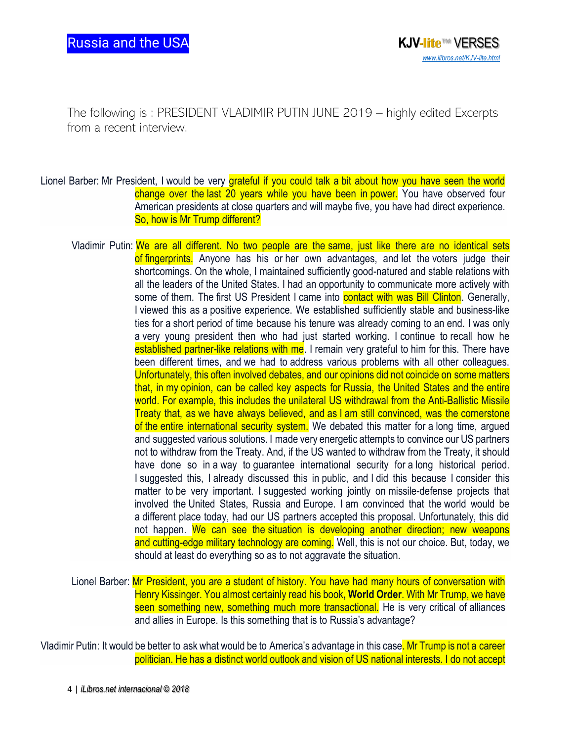The following is : PRESIDENT VLADIMIR PUTIN JUNE 2019 – highly edited Excerpts from a recent interview.

Lionel Barber: Mr President, I would be very grateful if you could talk a bit about how you have seen the world change over the last 20 years while you have been in power. You have observed four American presidents at close quarters and will maybe five, you have had direct experience. So, how is Mr Trump different?

Vladimir Putin: We are all different. No two people are the same, just like there are no identical sets of fingerprints. Anyone has his or her own advantages, and let the voters judge their shortcomings. On the whole, I maintained sufficiently good-natured and stable relations with all the leaders of the United States. I had an opportunity to communicate more actively with some of them. The first US President I came into contact with was Bill Clinton. Generally, I viewed this as a positive experience. We established sufficiently stable and business-like ties for a short period of time because his tenure was already coming to an end. I was only a very young president then who had just started working. I continue to recall how he established partner-like relations with me. I remain very grateful to him for this. There have been different times, and we had to address various problems with all other colleagues. Unfortunately, this often involved debates, and our opinions did not coincide on some matters that, in my opinion, can be called key aspects for Russia, the United States and the entire world. For example, this includes the unilateral US withdrawal from the Anti-Ballistic Missile Treaty that, as we have always believed, and as I am still convinced, was the cornerstone of the entire international security system. We debated this matter for a long time, argued and suggested various solutions. I made very energetic attempts to convince our US partners not to withdraw from the Treaty. And, if the US wanted to withdraw from the Treaty, it should have done so in a way to guarantee international security for a long historical period. I suggested this, I already discussed this in public, and I did this because I consider this matter to be very important. I suggested working jointly on missile-defense projects that involved the United States, Russia and Europe. I am convinced that the world would be a different place today, had our US partners accepted this proposal. Unfortunately, this did not happen. We can see the situation is developing another direction; new weapons and cutting-edge military technology are coming. Well, this is not our choice. But, today, we should at least do everything so as to not aggravate the situation.

Lionel Barber: Mr President, you are a student of history. You have had many hours of conversation with Henry Kissinger. You almost certainly read his book, **World Order**. With Mr Trump, we have seen something new, something much more transactional. He is very critical of alliances and allies in Europe. Is this something that is to Russia's advantage?

Vladimir Putin: It would be better to ask what would be to America's advantage in this case. Mr Trump is not a career politician. He has a distinct world outlook and vision of US national interests. I do not accept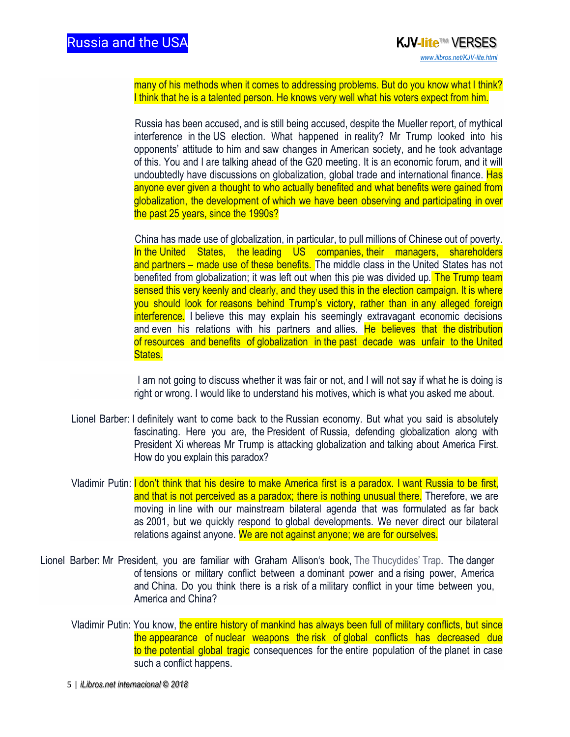many of his methods when it comes to addressing problems. But do you know what I think? I think that he is a talented person. He knows very well what his voters expect from him.

Russia has been accused, and is still being accused, despite the Mueller report, of mythical interference in the US election. What happened in reality? Mr Trump looked into his opponents' attitude to him and saw changes in American society, and he took advantage of this. You and I are talking ahead of the G20 meeting. It is an economic forum, and it will undoubtedly have discussions on globalization, global trade and international finance. Has anyone ever given a thought to who actually benefited and what benefits were gained from globalization, the development of which we have been observing and participating in over the past 25 years, since the 1990s?

China has made use of globalization, in particular, to pull millions of Chinese out of poverty. In the United States, the leading US companies, their managers, shareholders and partners – made use of these benefits. The middle class in the United States has not benefited from globalization; it was left out when this pie was divided up. The Trump team sensed this very keenly and clearly, and they used this in the election campaign. It is where you should look for reasons behind Trump's victory, rather than in any alleged foreign interference. I believe this may explain his seemingly extravagant economic decisions and even his relations with his partners and allies. He believes that the distribution of resources and benefits of globalization in the past decade was unfair to the United States.

I am not going to discuss whether it was fair or not, and I will not say if what he is doing is right or wrong. I would like to understand his motives, which is what you asked me about.

Lionel Barber: I definitely want to come back to the Russian economy. But what you said is absolutely fascinating. Here you are, the President of Russia, defending globalization along with President Xi whereas Mr Trump is attacking globalization and talking about America First. How do you explain this paradox?

Vladimir Putin: I don't think that his desire to make America first is a paradox. I want Russia to be first, and that is not perceived as a paradox; there is nothing unusual there. Therefore, we are moving in line with our mainstream bilateral agenda that was formulated as far back as 2001, but we quickly respond to global developments. We never direct our bilateral relations against anyone. We are not against anyone; we are for ourselves.

Lionel Barber: Mr President, you are familiar with Graham Allison's book, The Thucydides' Trap. The danger of tensions or military conflict between a dominant power and a rising power, America and China. Do you think there is a risk of a military conflict in your time between you, America and China?

Vladimir Putin: You know, the entire history of mankind has always been full of military conflicts, but since the appearance of nuclear weapons the risk of global conflicts has decreased due to the potential global tragic consequences for the entire population of the planet in case such a conflict happens.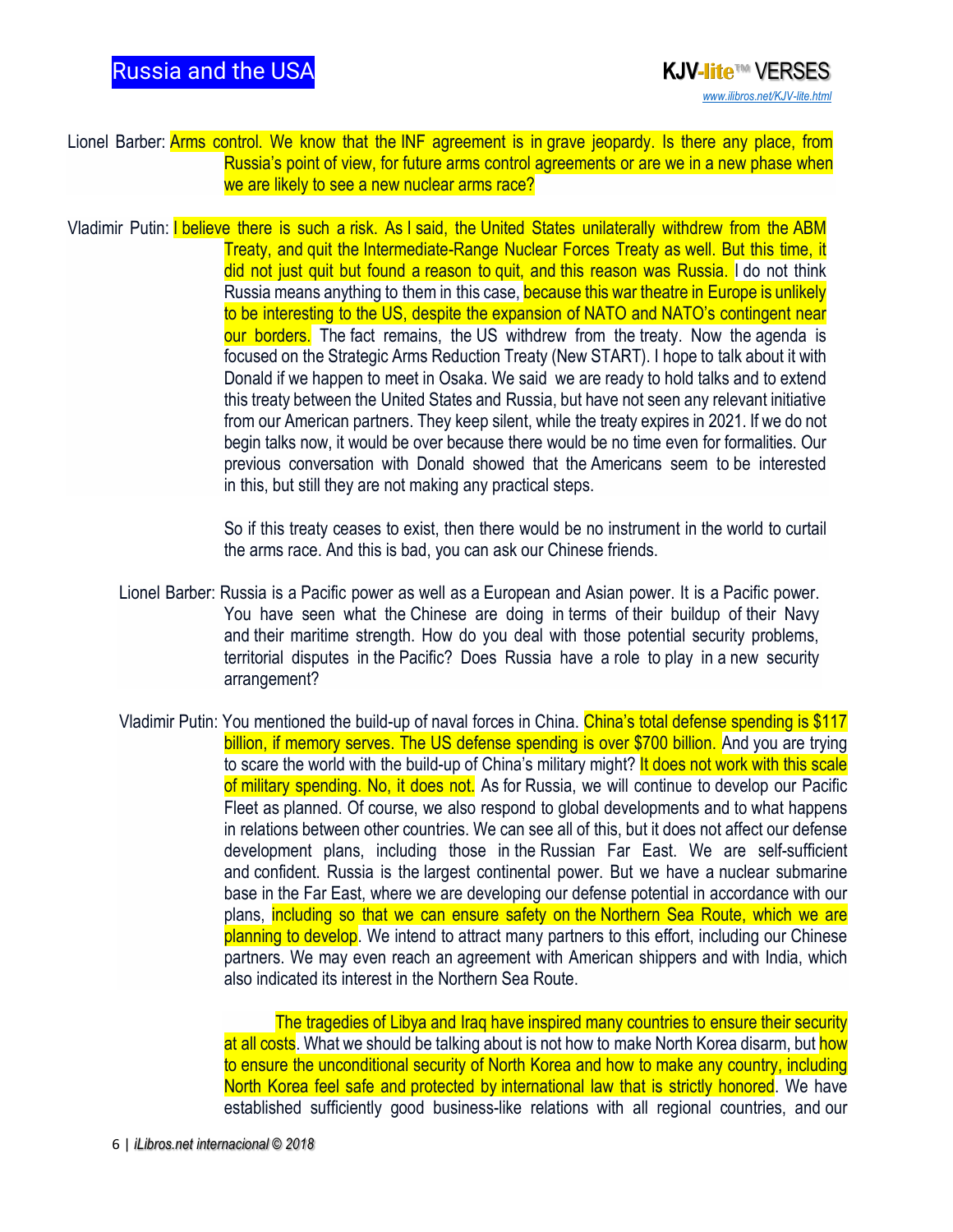Lionel Barber: Arms control. We know that the INF agreement is in grave jeopardy. Is there any place, from Russia's point of view, for future arms control agreements or are we in a new phase when we are likely to see a new nuclear arms race?

Vladimir Putin: I believe there is such a risk. As I said, the United States unilaterally withdrew from the ABM Treaty, and quit the Intermediate-Range Nuclear Forces Treaty as well. But this time, it did not just quit but found a reason to quit, and this reason was Russia. I do not think Russia means anything to them in this case, because this war theatre in Europe is unlikely to be interesting to the US, despite the expansion of NATO and NATO's contingent near our borders. The fact remains, the US withdrew from the treaty. Now the agenda is focused on the Strategic Arms Reduction Treaty (New START). I hope to talk about it with Donald if we happen to meet in Osaka. We said we are ready to hold talks and to extend this treaty between the United States and Russia, but have not seen any relevant initiative from our American partners. They keep silent, while the treaty expires in 2021. If we do not begin talks now, it would be over because there would be no time even for formalities. Our previous conversation with Donald showed that the Americans seem to be interested in this, but still they are not making any practical steps.

So if this treaty ceases to exist, then there would be no instrument in the world to curtail the arms race. And this is bad, you can ask our Chinese friends.

Lionel Barber: Russia is a Pacific power as well as a European and Asian power. It is a Pacific power. You have seen what the Chinese are doing in terms of their buildup of their Navy and their maritime strength. How do you deal with those potential security problems, territorial disputes in the Pacific? Does Russia have a role to play in a new security arrangement?

Vladimir Putin: You mentioned the build-up of naval forces in China. China's total defense spending is $117 billion, if memory serves. The US defense spending is over $700 billion. And you are trying to scare the world with the build-up of China's military might? It does not work with this scale of military spending. No, it does not. As for Russia, we will continue to develop our Pacific Fleet as planned. Of course, we also respond to global developments and to what happens in relations between other countries. We can see all of this, but it does not affect our defense development plans, including those in the Russian Far East. We are self-sufficient and confident. Russia is the largest continental power. But we have a nuclear submarine base in the Far East, where we are developing our defense potential in accordance with our plans, including so that we can ensure safety on the Northern Sea Route, which we are planning to develop. We intend to attract many partners to this effort, including our Chinese partners. We may even reach an agreement with American shippers and with India, which also indicated its interest in the Northern Sea Route.

The tragedies of Libya and Iraq have inspired many countries to ensure their security at all costs. What we should be talking about is not how to make North Korea disarm, but how to ensure the unconditional security of North Korea and how to make any country, including North Korea feel safe and protected by international law that is strictly honored. We have established sufficiently good business-like relations with all regional countries, and our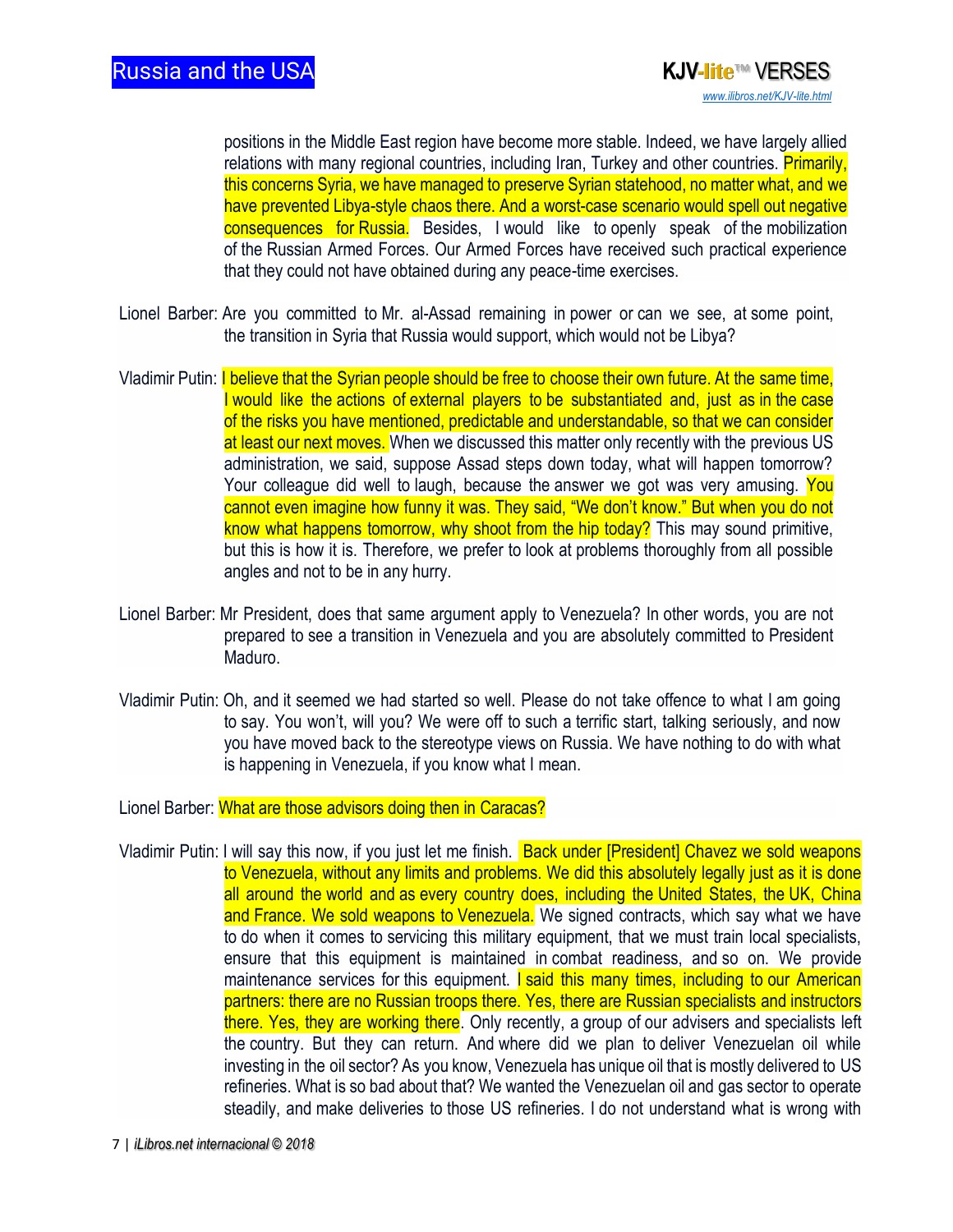positions in the Middle East region have become more stable. Indeed, we have largely allied relations with many regional countries, including Iran, Turkey and other countries. Primarily, this concerns Syria, we have managed to preserve Syrian statehood, no matter what, and we have prevented Libya-style chaos there. And a worst-case scenario would spell out negative consequences for Russia. Besides, I would like to openly speak of the mobilization of the Russian Armed Forces. Our Armed Forces have received such practical experience that they could not have obtained during any peace-time exercises.

Lionel Barber: Are you committed to Mr. al-Assad remaining in power or can we see, at some point, the transition in Syria that Russia would support, which would not be Libya?

Vladimir Putin: I believe that the Syrian people should be free to choose their own future. At the same time, I would like the actions of external players to be substantiated and, just as in the case of the risks you have mentioned, predictable and understandable, so that we can consider at least our next moves. When we discussed this matter only recently with the previous US administration, we said, suppose Assad steps down today, what will happen tomorrow? Your colleague did well to laugh, because the answer we got was very amusing. You cannot even imagine how funny it was. They said, "We don't know." But when you do not know what happens tomorrow, why shoot from the hip today? This may sound primitive, but this is how it is. Therefore, we prefer to look at problems thoroughly from all possible angles and not to be in any hurry.

Lionel Barber: Mr President, does that same argument apply to Venezuela? In other words, you are not prepared to see a transition in Venezuela and you are absolutely committed to President Maduro.

Vladimir Putin: Oh, and it seemed we had started so well. Please do not take offence to what I am going to say. You won't, will you? We were off to such a terrific start, talking seriously, and now you have moved back to the stereotype views on Russia. We have nothing to do with what is happening in Venezuela, if you know what I mean.

Lionel Barber: What are those advisors doing then in Caracas?

Vladimir Putin: I will say this now, if you just let me finish. Back under [President] Chavez we sold weapons to Venezuela, without any limits and problems. We did this absolutely legally just as it is done all around the world and as every country does, including the United States, the UK, China and France. We sold weapons to Venezuela. We signed contracts, which say what we have to do when it comes to servicing this military equipment, that we must train local specialists, ensure that this equipment is maintained in combat readiness, and so on. We provide maintenance services for this equipment. I said this many times, including to our American partners: there are no Russian troops there. Yes, there are Russian specialists and instructors there. Yes, they are working there. Only recently, a group of our advisers and specialists left the country. But they can return. And where did we plan to deliver Venezuelan oil while investing in the oil sector? As you know, Venezuela has unique oil that is mostly delivered to US refineries. What is so bad about that? We wanted the Venezuelan oil and gas sector to operate steadily, and make deliveries to those US refineries. I do not understand what is wrong with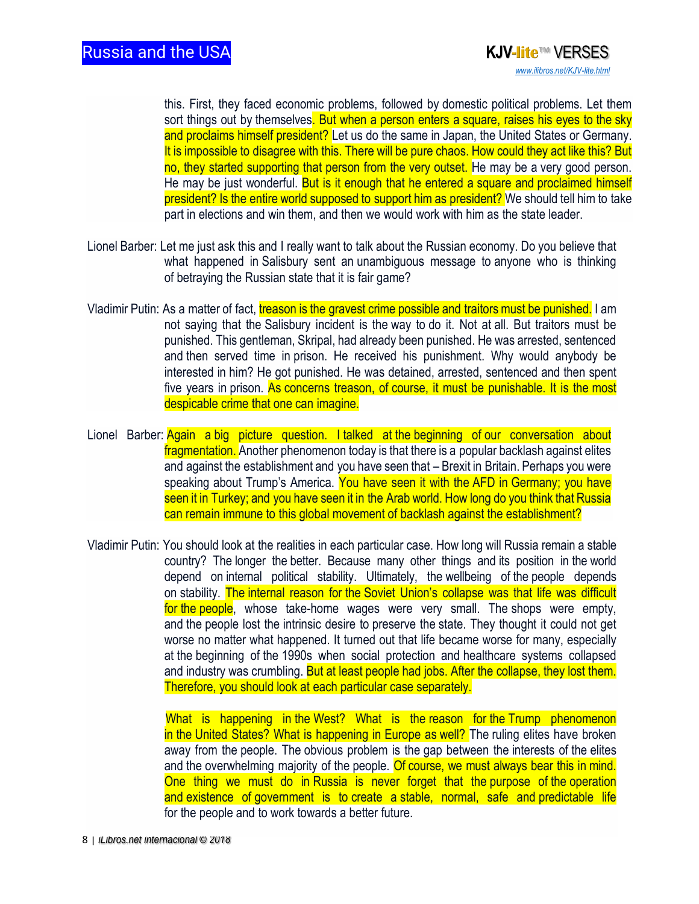this. First, they faced economic problems, followed by domestic political problems. Let them sort things out by themselves. But when a person enters a square, raises his eyes to the sky and proclaims himself president? Let us do the same in Japan, the United States or Germany. It is impossible to disagree with this. There will be pure chaos. How could they act like this? But no, they started supporting that person from the very outset. He may be a very good person. He may be just wonderful. But is it enough that he entered a square and proclaimed himself president? Is the entire world supposed to support him as president? We should tell him to take part in elections and win them, and then we would work with him as the state leader.

Lionel Barber: Let me just ask this and I really want to talk about the Russian economy. Do you believe that what happened in Salisbury sent an unambiguous message to anyone who is thinking of betraying the Russian state that it is fair game?

Vladimir Putin: As a matter of fact, treason is the gravest crime possible and traitors must be punished. I am not saying that the Salisbury incident is the way to do it. Not at all. But traitors must be punished. This gentleman, Skripal, had already been punished. He was arrested, sentenced and then served time in prison. He received his punishment. Why would anybody be interested in him? He got punished. He was detained, arrested, sentenced and then spent five years in prison. As concerns treason, of course, it must be punishable. It is the most despicable crime that one can imagine.

Lionel Barber: Again a big picture question. I talked at the beginning of our conversation about fragmentation. Another phenomenon today is that there is a popular backlash against elites and against the establishment and you have seen that – Brexit in Britain. Perhaps you were speaking about Trump's America. You have seen it with the AFD in Germany; you have seen it in Turkey; and you have seen it in the Arab world. How long do you think that Russia can remain immune to this global movement of backlash against the establishment?

Vladimir Putin: You should look at the realities in each particular case. How long will Russia remain a stable country? The longer the better. Because many other things and its position in the world depend on internal political stability. Ultimately, the wellbeing of the people depends on stability. The internal reason for the Soviet Union's collapse was that life was difficult for the people, whose take-home wages were very small. The shops were empty, and the people lost the intrinsic desire to preserve the state. They thought it could not get worse no matter what happened. It turned out that life became worse for many, especially at the beginning of the 1990s when social protection and healthcare systems collapsed and industry was crumbling. But at least people had jobs. After the collapse, they lost them. Therefore, you should look at each particular case separately.

What is happening in the West? What is the reason for the Trump phenomenon in the United States? What is happening in Europe as well? The ruling elites have broken away from the people. The obvious problem is the gap between the interests of the elites and the overwhelming majority of the people. Of course, we must always bear this in mind. One thing we must do in Russia is never forget that the purpose of the operation and existence of government is to create a stable, normal, safe and predictable life for the people and to work towards a better future.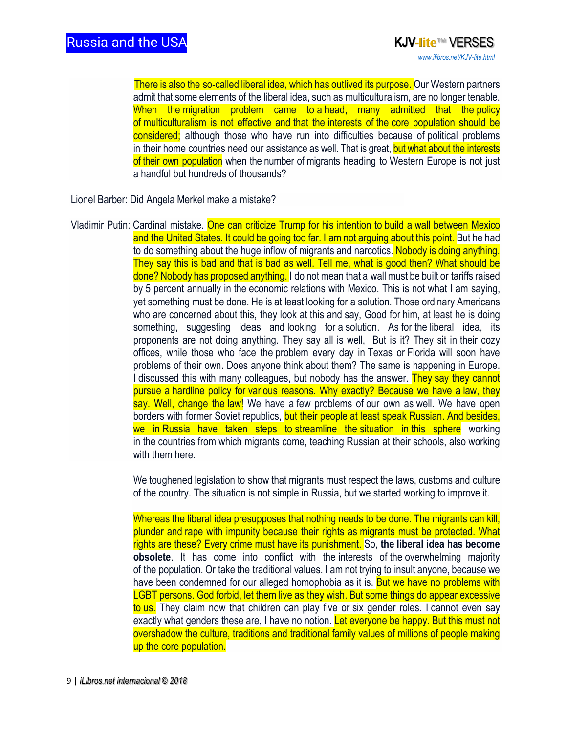There is also the so-called liberal idea, which has outlived its purpose. Our Western partners admit that some elements of the liberal idea, such as multiculturalism, are no longer tenable. When the migration problem came to a head, many admitted that the policy of multiculturalism is not effective and that the interests of the core population should be considered; although those who have run into difficulties because of political problems in their home countries need our assistance as well. That is great, but what about the interests of their own population when the number of migrants heading to Western Europe is not just a handful but hundreds of thousands?

Lionel Barber: Did Angela Merkel make a mistake?

Vladimir Putin: Cardinal mistake. One can criticize Trump for his intention to build a wall between Mexico and the United States. It could be going too far. I am not arguing about this point. But he had to do something about the huge inflow of migrants and narcotics. Nobody is doing anything. They say this is bad and that is bad as well. Tell me, what is good then? What should be done? Nobody has proposed anything. I do not mean that a wall must be built or tariffs raised by 5 percent annually in the economic relations with Mexico. This is not what I am saying, yet something must be done. He is at least looking for a solution. Those ordinary Americans who are concerned about this, they look at this and say, Good for him, at least he is doing something, suggesting ideas and looking for a solution. As for the liberal idea, its proponents are not doing anything. They say all is well, But is it? They sit in their cozy offices, while those who face the problem every day in Texas or Florida will soon have problems of their own. Does anyone think about them? The same is happening in Europe. I discussed this with many colleagues, but nobody has the answer. They say they cannot pursue a hardline policy for various reasons. Why exactly? Because we have a law, they say. Well, change the law! We have a few problems of our own as well. We have open borders with former Soviet republics, but their people at least speak Russian. And besides, we in Russia have taken steps to streamline the situation in this sphere working in the countries from which migrants come, teaching Russian at their schools, also working with them here.

We toughened legislation to show that migrants must respect the laws, customs and culture of the country. The situation is not simple in Russia, but we started working to improve it.

Whereas the liberal idea presupposes that nothing needs to be done. The migrants can kill, plunder and rape with impunity because their rights as migrants must be protected. What rights are these? Every crime must have its punishment. So, **the liberal idea has become obsolete**. It has come into conflict with the interests of the overwhelming majority of the population. Or take the traditional values. I am not trying to insult anyone, because we have been condemned for our alleged homophobia as it is. But we have no problems with LGBT persons. God forbid, let them live as they wish. But some things do appear excessive to us. They claim now that children can play five or six gender roles. I cannot even say exactly what genders these are, I have no notion. Let everyone be happy. But this must not overshadow the culture, traditions and traditional family values of millions of people making up the core population.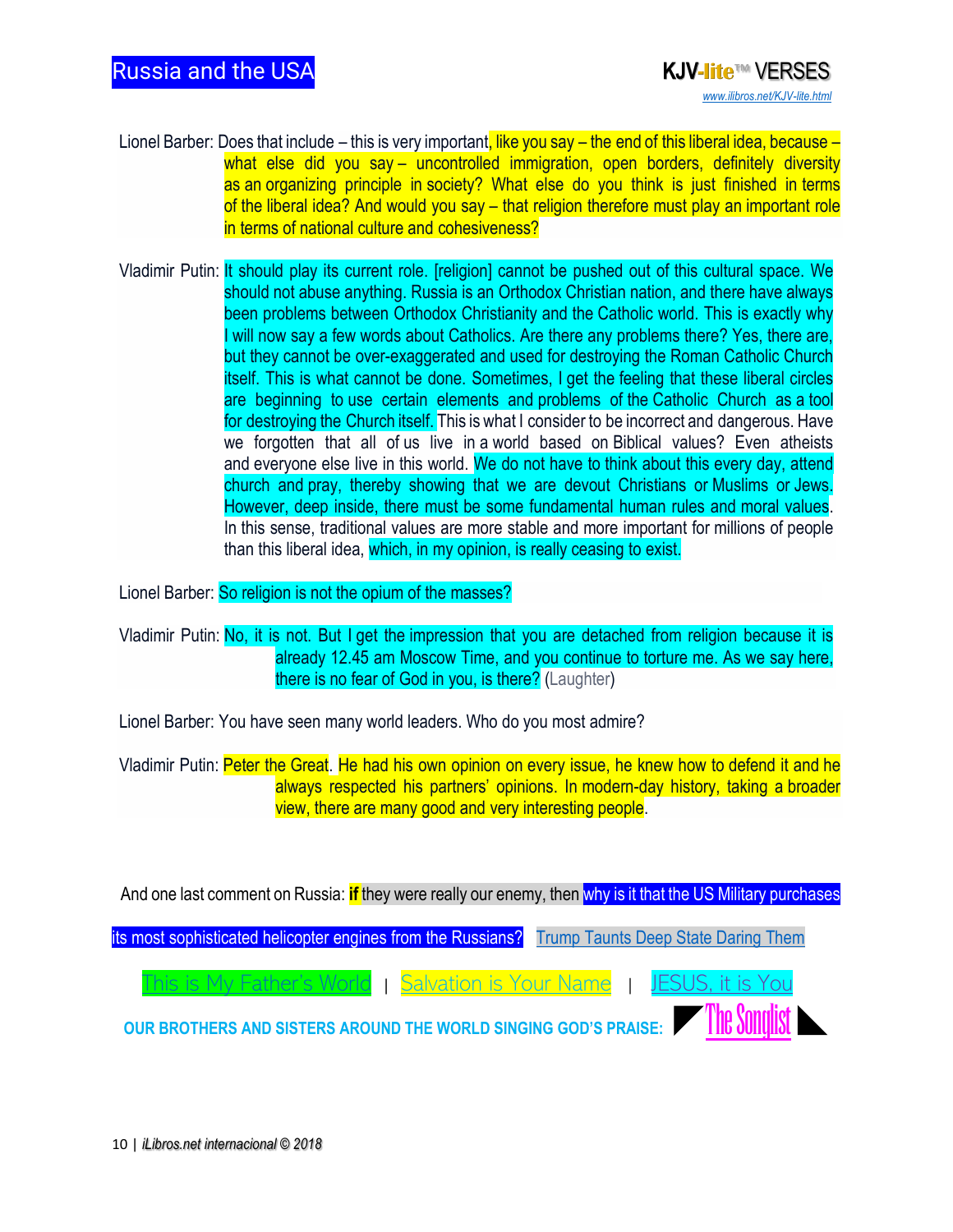Lionel Barber: Does that include – this is very important, like you say – the end of this liberal idea, because – what else did you say – uncontrolled immigration, open borders, definitely diversity as an organizing principle in society? What else do you think is just finished in terms of the liberal idea? And would you say – that religion therefore must play an important role in terms of national culture and cohesiveness?

Vladimir Putin: It should play its current role. [religion] cannot be pushed out of this cultural space. We should not abuse anything. Russia is an Orthodox Christian nation, and there have always been problems between Orthodox Christianity and the Catholic world. This is exactly why I will now say a few words about Catholics. Are there any problems there? Yes, there are, but they cannot be over-exaggerated and used for destroying the Roman Catholic Church itself. This is what cannot be done. Sometimes, I get the feeling that these liberal circles are beginning to use certain elements and problems of the Catholic Church as a tool for destroying the Church itself. This is what I consider to be incorrect and dangerous. Have we forgotten that all of us live in a world based on Biblical values? Even atheists and everyone else live in this world. We do not have to think about this every day, attend church and pray, thereby showing that we are devout Christians or Muslims or Jews. However, deep inside, there must be some fundamental human rules and moral values. In this sense, traditional values are more stable and more important for millions of people than this liberal idea, which, in my opinion, is really ceasing to exist.

Lionel Barber: So religion is not the opium of the masses?

Vladimir Putin: No, it is not. But I get the impression that you are detached from religion because it is already 12.45 am Moscow Time, and you continue to torture me. As we say here, there is no fear of God in you, is there? (Laughter)

Lionel Barber: You have seen many world leaders. Who do you most admire?

Vladimir Putin: Peter the Great. He had his own opinion on every issue, he knew how to defend it and he always respected his partners' opinions. In modern-day history, taking a broader view, there are many good and very interesting people.

And one last comment on Russia: **if** they were really our enemy, then why is it that the US Military purchases its most sophisticated helicopter engines from the Russians? Trump Taunts Deep State Daring Them

This is My Father's World | Salvation is Your Name | JESUS, it is You

**OUR BROTHERS AND SISTERS AROUND THE WORLD SINGING GOD'S PRAISE:** The Songlist